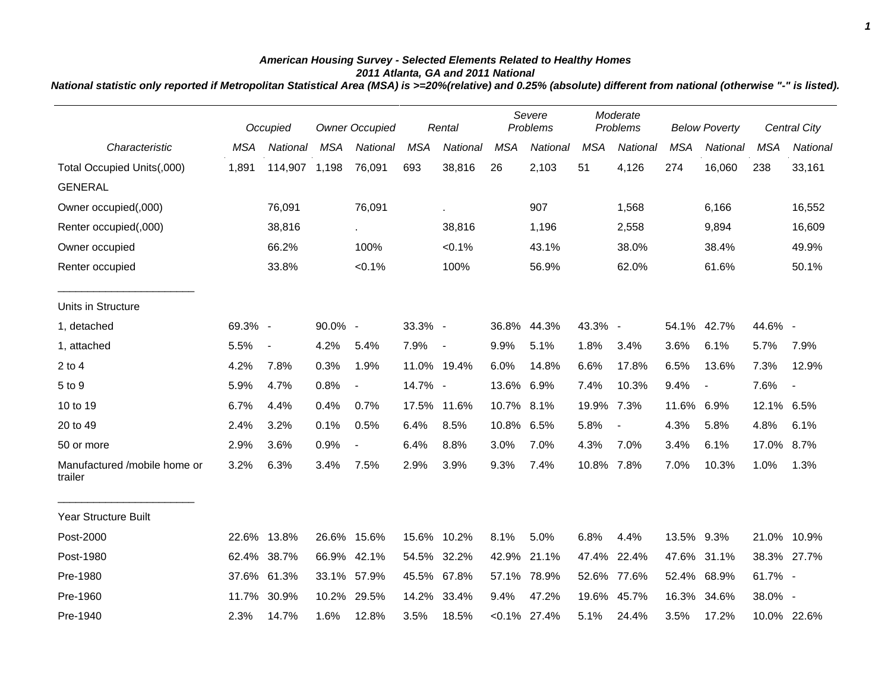### *American Housing Survey - Selected Elements Related to Healthy Homes*
### *2011 Atlanta, GA and 2011 National*
### *National statistic only reported if Metropolitan Statistical Area (MSA) is >=20%(relative) and 0.25% (absolute) different from national (otherwise "-" is listed).*

| | *Occupied* | | *Owner Occupied* | | *Rental* | | *Severe Problems* | | *Moderate Problems* | | *Below Poverty* | | *Central City* | |
|---|---|---|---|---|---|---|---|---|---|---|---|---|---|---|
| *Characteristic* | *MSA* | *National* | *MSA* | *National* | *MSA* | *National* | *MSA* | *National* | *MSA* | *National* | *MSA* | *National* | *MSA* | *National* |
| Total Occupied Units(,000) | 1,891 | 114,907 | 1,198 | 76,091 | 693 | 38,816 | 26 | 2,103 | 51 | 4,126 | 274 | 16,060 | 238 | 33,161 |
| GENERAL | | | | | | | | | | | | | | |
| Owner occupied(,000) | | 76,091 | | 76,091 | | . | | 907 | | 1,568 | | 6,166 | | 16,552 |
| Renter occupied(,000) | | 38,816 | | . | | 38,816 | | 1,196 | | 2,558 | | 9,894 | | 16,609 |
| Owner occupied | | 66.2% | | 100% | | <0.1% | | 43.1% | | 38.0% | | 38.4% | | 49.9% |
| Renter occupied | | 33.8% | | <0.1% | | 100% | | 56.9% | | 62.0% | | 61.6% | | 50.1% |
| Units in Structure | | | | | | | | | | | | | | |
| 1, detached | 69.3% | - | 90.0% | - | 33.3% | - | 36.8% | 44.3% | 43.3% | - | 54.1% | 42.7% | 44.6% | - |
| 1, attached | 5.5% | - | 4.2% | 5.4% | 7.9% | - | 9.9% | 5.1% | 1.8% | 3.4% | 3.6% | 6.1% | 5.7% | 7.9% |
| 2 to 4 | 4.2% | 7.8% | 0.3% | 1.9% | 11.0% | 19.4% | 6.0% | 14.8% | 6.6% | 17.8% | 6.5% | 13.6% | 7.3% | 12.9% |
| 5 to 9 | 5.9% | 4.7% | 0.8% | - | 14.7% | - | 13.6% | 6.9% | 7.4% | 10.3% | 9.4% | - | 7.6% | - |
| 10 to 19 | 6.7% | 4.4% | 0.4% | 0.7% | 17.5% | 11.6% | 10.7% | 8.1% | 19.9% | 7.3% | 11.6% | 6.9% | 12.1% | 6.5% |
| 20 to 49 | 2.4% | 3.2% | 0.1% | 0.5% | 6.4% | 8.5% | 10.8% | 6.5% | 5.8% | - | 4.3% | 5.8% | 4.8% | 6.1% |
| 50 or more | 2.9% | 3.6% | 0.9% | - | 6.4% | 8.8% | 3.0% | 7.0% | 4.3% | 7.0% | 3.4% | 6.1% | 17.0% | 8.7% |
| Manufactured /mobile home or trailer | 3.2% | 6.3% | 3.4% | 7.5% | 2.9% | 3.9% | 9.3% | 7.4% | 10.8% | 7.8% | 7.0% | 10.3% | 1.0% | 1.3% |
| Year Structure Built | | | | | | | | | | | | | | |
| Post-2000 | 22.6% | 13.8% | 26.6% | 15.6% | 15.6% | 10.2% | 8.1% | 5.0% | 6.8% | 4.4% | 13.5% | 9.3% | 21.0% | 10.9% |
| Post-1980 | 62.4% | 38.7% | 66.9% | 42.1% | 54.5% | 32.2% | 42.9% | 21.1% | 47.4% | 22.4% | 47.6% | 31.1% | 38.3% | 27.7% |
| Pre-1980 | 37.6% | 61.3% | 33.1% | 57.9% | 45.5% | 67.8% | 57.1% | 78.9% | 52.6% | 77.6% | 52.4% | 68.9% | 61.7% | - |
| Pre-1960 | 11.7% | 30.9% | 10.2% | 29.5% | 14.2% | 33.4% | 9.4% | 47.2% | 19.6% | 45.7% | 16.3% | 34.6% | 38.0% | - |
| Pre-1940 | 2.3% | 14.7% | 1.6% | 12.8% | 3.5% | 18.5% | <0.1% | 27.4% | 5.1% | 24.4% | 3.5% | 17.2% | 10.0% | 22.6% |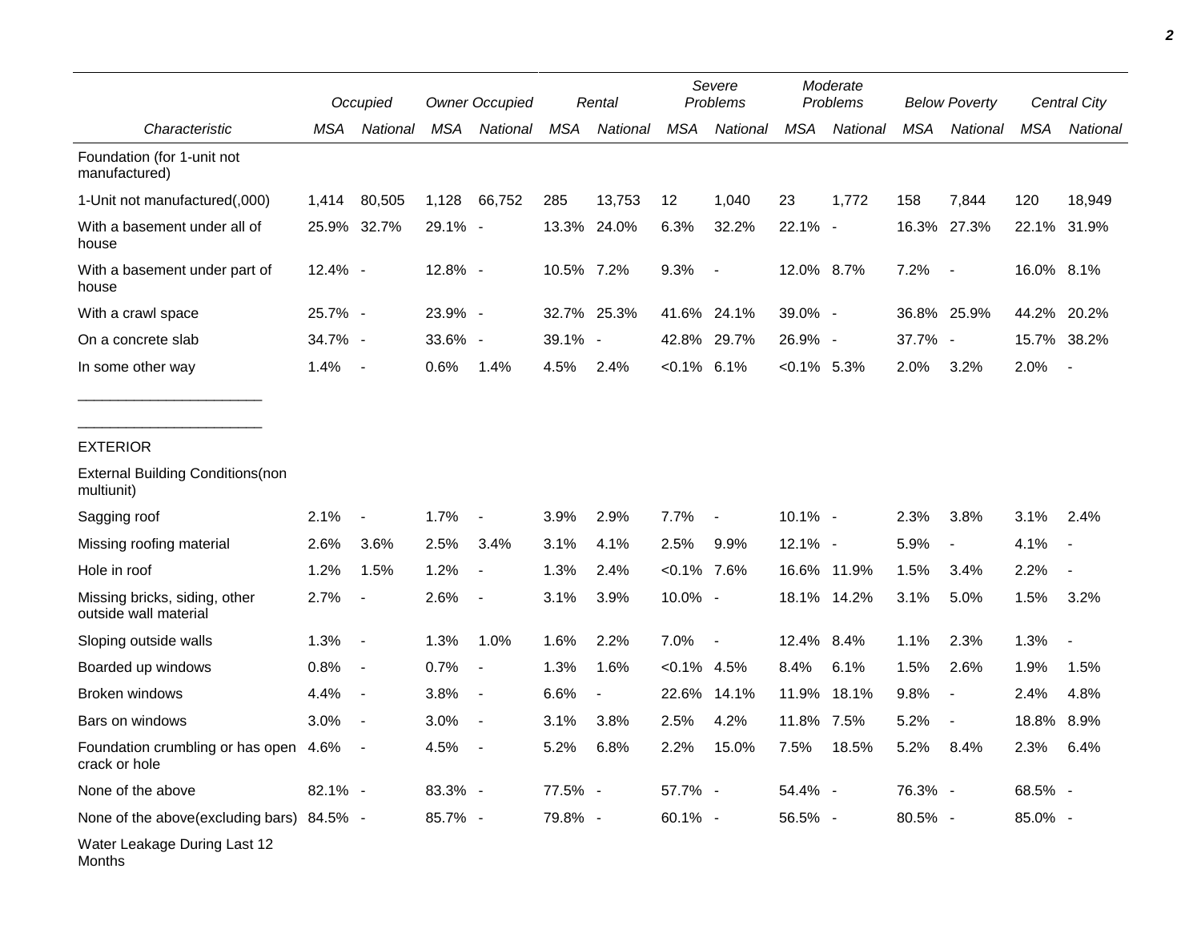| | Occupied | | Owner Occupied | | Rental | | Severe Problems | | Moderate Problems | | Below Poverty | | Central City | |
|---|---|---|---|---|---|---|---|---|---|---|---|---|---|---|
| *Characteristic* | *MSA* | *National* | *MSA* | *National* | *MSA* | *National* | *MSA* | *National* | *MSA* | *National* | *MSA* | *National* | *MSA* | *National* |
| Foundation (for 1-unit not manufactured) | | | | | | | | | | | | | | |
| 1-Unit not manufactured(,000) | 1,414 | 80,505 | 1,128 | 66,752 | 285 | 13,753 | 12 | 1,040 | 23 | 1,772 | 158 | 7,844 | 120 | 18,949 |
| With a basement under all of house | 25.9% | 32.7% | 29.1% | - | 13.3% | 24.0% | 6.3% | 32.2% | 22.1% | - | 16.3% | 27.3% | 22.1% | 31.9% |
| With a basement under part of house | 12.4% | - | 12.8% | - | 10.5% | 7.2% | 9.3% | - | 12.0% | 8.7% | 7.2% | - | 16.0% | 8.1% |
| With a crawl space | 25.7% | - | 23.9% | - | 32.7% | 25.3% | 41.6% | 24.1% | 39.0% | - | 36.8% | 25.9% | 44.2% | 20.2% |
| On a concrete slab | 34.7% | - | 33.6% | - | 39.1% | - | 42.8% | 29.7% | 26.9% | - | 37.7% | - | 15.7% | 38.2% |
| In some other way | 1.4% | - | 0.6% | 1.4% | 4.5% | 2.4% | <0.1% | 6.1% | <0.1% | 5.3% | 2.0% | 3.2% | 2.0% | - |
| EXTERIOR | | | | | | | | | | | | | | |
| External Building Conditions(non multiunit) | | | | | | | | | | | | | | |
| Sagging roof | 2.1% | - | 1.7% | - | 3.9% | 2.9% | 7.7% | - | 10.1% | - | 2.3% | 3.8% | 3.1% | 2.4% |
| Missing roofing material | 2.6% | 3.6% | 2.5% | 3.4% | 3.1% | 4.1% | 2.5% | 9.9% | 12.1% | - | 5.9% | - | 4.1% | - |
| Hole in roof | 1.2% | 1.5% | 1.2% | - | 1.3% | 2.4% | <0.1% | 7.6% | 16.6% | 11.9% | 1.5% | 3.4% | 2.2% | - |
| Missing bricks, siding, other outside wall material | 2.7% | - | 2.6% | - | 3.1% | 3.9% | 10.0% | - | 18.1% | 14.2% | 3.1% | 5.0% | 1.5% | 3.2% |
| Sloping outside walls | 1.3% | - | 1.3% | 1.0% | 1.6% | 2.2% | 7.0% | - | 12.4% | 8.4% | 1.1% | 2.3% | 1.3% | - |
| Boarded up windows | 0.8% | - | 0.7% | - | 1.3% | 1.6% | <0.1% | 4.5% | 8.4% | 6.1% | 1.5% | 2.6% | 1.9% | 1.5% |
| Broken windows | 4.4% | - | 3.8% | - | 6.6% | - | 22.6% | 14.1% | 11.9% | 18.1% | 9.8% | - | 2.4% | 4.8% |
| Bars on windows | 3.0% | - | 3.0% | - | 3.1% | 3.8% | 2.5% | 4.2% | 11.8% | 7.5% | 5.2% | - | 18.8% | 8.9% |
| Foundation crumbling or has open crack or hole | 4.6% | - | 4.5% | - | 5.2% | 6.8% | 2.2% | 15.0% | 7.5% | 18.5% | 5.2% | 8.4% | 2.3% | 6.4% |
| None of the above | 82.1% | - | 83.3% | - | 77.5% | - | 57.7% | - | 54.4% | - | 76.3% | - | 68.5% | - |
| None of the above(excluding bars) | 84.5% | - | 85.7% | - | 79.8% | - | 60.1% | - | 56.5% | - | 80.5% | - | 85.0% | - |
| Water Leakage During Last 12 Months | | | | | | | | | | | | | | |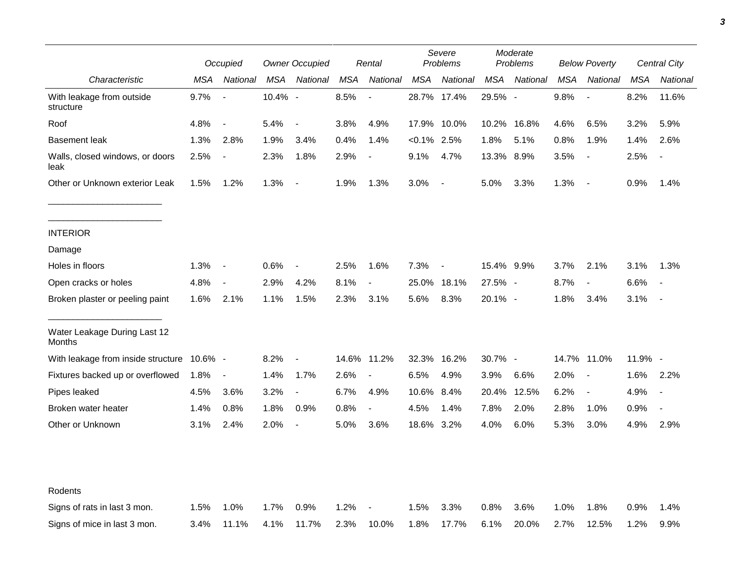| | Occupied | | Owner Occupied | | Rental | | Severe Problems | | Moderate Problems | | Below Poverty | | Central City | |
|---|---|---|---|---|---|---|---|---|---|---|---|---|---|---|
| Characteristic | MSA | National | MSA | National | MSA | National | MSA | National | MSA | National | MSA | National | MSA | National |
| With leakage from outside structure | 9.7% | - | 10.4% | - | 8.5% | - | 28.7% | 17.4% | 29.5% | - | 9.8% | - | 8.2% | 11.6% |
| Roof | 4.8% | - | 5.4% | - | 3.8% | 4.9% | 17.9% | 10.0% | 10.2% | 16.8% | 4.6% | 6.5% | 3.2% | 5.9% |
| Basement leak | 1.3% | 2.8% | 1.9% | 3.4% | 0.4% | 1.4% | <0.1% | 2.5% | 1.8% | 5.1% | 0.8% | 1.9% | 1.4% | 2.6% |
| Walls, closed windows, or doors leak | 2.5% | - | 2.3% | 1.8% | 2.9% | - | 9.1% | 4.7% | 13.3% | 8.9% | 3.5% | - | 2.5% | - |
| Other or Unknown exterior Leak | 1.5% | 1.2% | 1.3% | - | 1.9% | 1.3% | 3.0% | - | 5.0% | 3.3% | 1.3% | - | 0.9% | 1.4% |
| INTERIOR | | | | | | | | | | | | | | |
| Damage | | | | | | | | | | | | | | |
| Holes in floors | 1.3% | - | 0.6% | - | 2.5% | 1.6% | 7.3% | - | 15.4% | 9.9% | 3.7% | 2.1% | 3.1% | 1.3% |
| Open cracks or holes | 4.8% | - | 2.9% | 4.2% | 8.1% | - | 25.0% | 18.1% | 27.5% | - | 8.7% | - | 6.6% | - |
| Broken plaster or peeling paint | 1.6% | 2.1% | 1.1% | 1.5% | 2.3% | 3.1% | 5.6% | 8.3% | 20.1% | - | 1.8% | 3.4% | 3.1% | - |
| Water Leakage During Last 12 Months | | | | | | | | | | | | | | |
| With leakage from inside structure | 10.6% | - | 8.2% | - | 14.6% | 11.2% | 32.3% | 16.2% | 30.7% | - | 14.7% | 11.0% | 11.9% | - |
| Fixtures backed up or overflowed | 1.8% | - | 1.4% | 1.7% | 2.6% | - | 6.5% | 4.9% | 3.9% | 6.6% | 2.0% | - | 1.6% | 2.2% |
| Pipes leaked | 4.5% | 3.6% | 3.2% | - | 6.7% | 4.9% | 10.6% | 8.4% | 20.4% | 12.5% | 6.2% | - | 4.9% | - |
| Broken water heater | 1.4% | 0.8% | 1.8% | 0.9% | 0.8% | - | 4.5% | 1.4% | 7.8% | 2.0% | 2.8% | 1.0% | 0.9% | - |
| Other or Unknown | 3.1% | 2.4% | 2.0% | - | 5.0% | 3.6% | 18.6% | 3.2% | 4.0% | 6.0% | 5.3% | 3.0% | 4.9% | 2.9% |
| Rodents | | | | | | | | | | | | | | |
| Signs of rats in last 3 mon. | 1.5% | 1.0% | 1.7% | 0.9% | 1.2% | - | 1.5% | 3.3% | 0.8% | 3.6% | 1.0% | 1.8% | 0.9% | 1.4% |
| Signs of mice in last 3 mon. | 3.4% | 11.1% | 4.1% | 11.7% | 2.3% | 10.0% | 1.8% | 17.7% | 6.1% | 20.0% | 2.7% | 12.5% | 1.2% | 9.9% |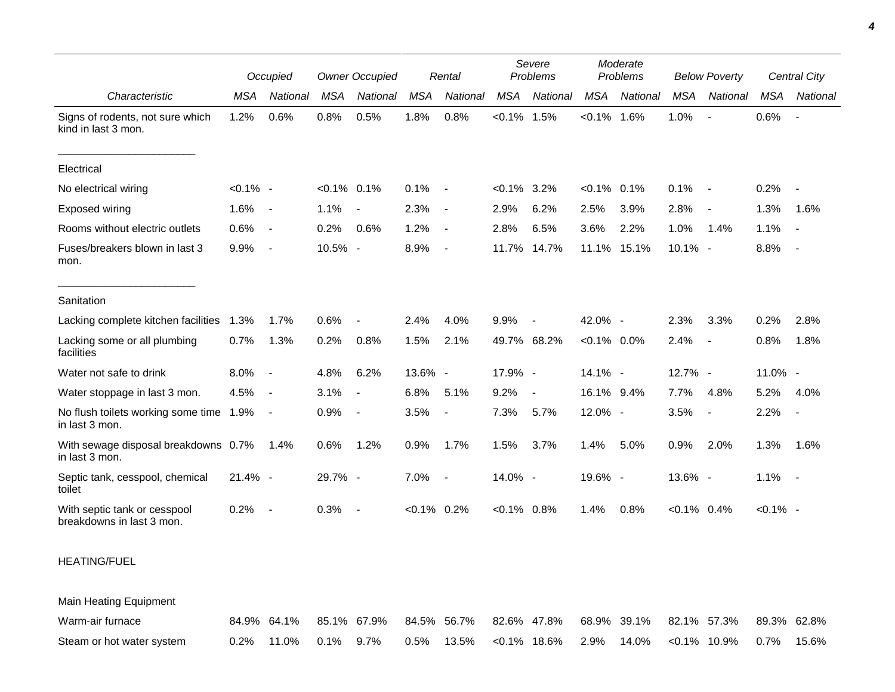| Characteristic | Occupied | | Owner Occupied | | Rental | | Severe Problems | | Moderate Problems | | Below Poverty | | Central City | |
|---|---|---|---|---|---|---|---|---|---|---|---|---|---|---|
| | MSA | National | MSA | National | MSA | National | MSA | National | MSA | National | MSA | National | MSA | National |
| Signs of rodents, not sure which kind in last 3 mon. | 1.2% | 0.6% | 0.8% | 0.5% | 1.8% | 0.8% | <0.1% | 1.5% | <0.1% | 1.6% | 1.0% | - | 0.6% | - |
| Electrical | | | | | | | | | | | | | | |
| No electrical wiring | <0.1% | - | <0.1% | 0.1% | 0.1% | - | <0.1% | 3.2% | <0.1% | 0.1% | 0.1% | - | 0.2% | - |
| Exposed wiring | 1.6% | - | 1.1% | - | 2.3% | - | 2.9% | 6.2% | 2.5% | 3.9% | 2.8% | - | 1.3% | 1.6% |
| Rooms without electric outlets | 0.6% | - | 0.2% | 0.6% | 1.2% | - | 2.8% | 6.5% | 3.6% | 2.2% | 1.0% | 1.4% | 1.1% | - |
| Fuses/breakers blown in last 3 mon. | 9.9% | - | 10.5% | - | 8.9% | - | 11.7% | 14.7% | 11.1% | 15.1% | 10.1% | - | 8.8% | - |
| Sanitation | | | | | | | | | | | | | | |
| Lacking complete kitchen facilities | 1.3% | 1.7% | 0.6% | - | 2.4% | 4.0% | 9.9% | - | 42.0% | - | 2.3% | 3.3% | 0.2% | 2.8% |
| Lacking some or all plumbing facilities | 0.7% | 1.3% | 0.2% | 0.8% | 1.5% | 2.1% | 49.7% | 68.2% | <0.1% | 0.0% | 2.4% | - | 0.8% | 1.8% |
| Water not safe to drink | 8.0% | - | 4.8% | 6.2% | 13.6% | - | 17.9% | - | 14.1% | - | 12.7% | - | 11.0% | - |
| Water stoppage in last 3 mon. | 4.5% | - | 3.1% | - | 6.8% | 5.1% | 9.2% | - | 16.1% | 9.4% | 7.7% | 4.8% | 5.2% | 4.0% |
| No flush toilets working some time in last 3 mon. | 1.9% | - | 0.9% | - | 3.5% | - | 7.3% | 5.7% | 12.0% | - | 3.5% | - | 2.2% | - |
| With sewage disposal breakdowns in last 3 mon. | 0.7% | 1.4% | 0.6% | 1.2% | 0.9% | 1.7% | 1.5% | 3.7% | 1.4% | 5.0% | 0.9% | 2.0% | 1.3% | 1.6% |
| Septic tank, cesspool, chemical toilet | 21.4% | - | 29.7% | - | 7.0% | - | 14.0% | - | 19.6% | - | 13.6% | - | 1.1% | - |
| With septic tank or cesspool breakdowns in last 3 mon. | 0.2% | - | 0.3% | - | <0.1% | 0.2% | <0.1% | 0.8% | 1.4% | 0.8% | <0.1% | 0.4% | <0.1% | - |
| HEATING/FUEL | | | | | | | | | | | | | | |
| Main Heating Equipment | | | | | | | | | | | | | | |
| Warm-air furnace | 84.9% | 64.1% | 85.1% | 67.9% | 84.5% | 56.7% | 82.6% | 47.8% | 68.9% | 39.1% | 82.1% | 57.3% | 89.3% | 62.8% |
| Steam or hot water system | 0.2% | 11.0% | 0.1% | 9.7% | 0.5% | 13.5% | <0.1% | 18.6% | 2.9% | 14.0% | <0.1% | 10.9% | 0.7% | 15.6% |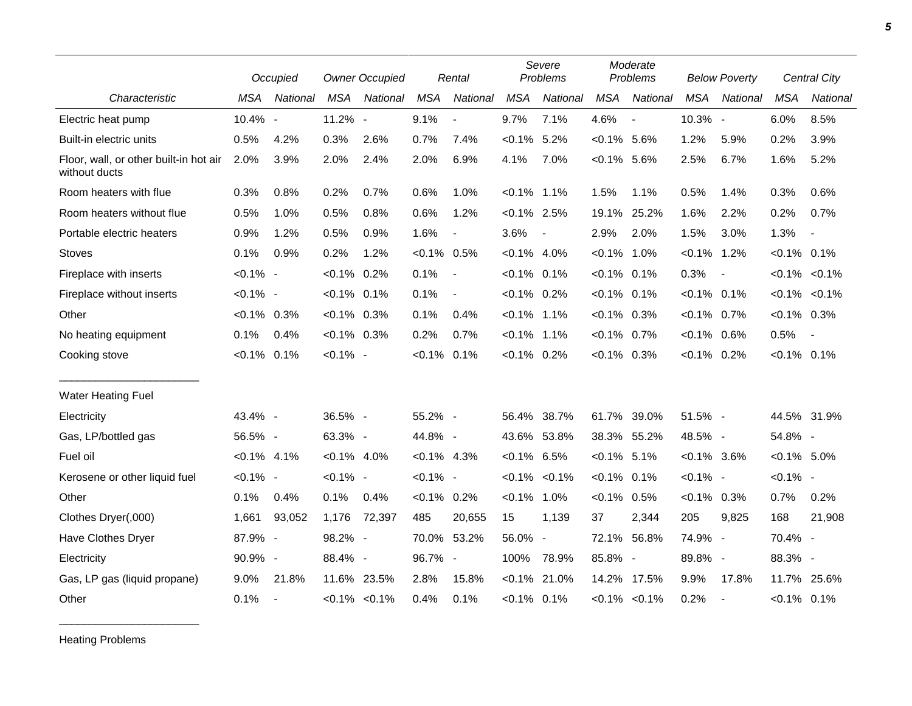| Characteristic | Occupied | | Owner Occupied | | Rental | | Severe Problems | | Moderate Problems | | Below Poverty | | Central City | |
|---|---|---|---|---|---|---|---|---|---|---|---|---|---|---|
| | MSA | National | MSA | National | MSA | National | MSA | National | MSA | National | MSA | National | MSA | National |
| Electric heat pump | 10.4% | - | 11.2% | - | 9.1% | - | 9.7% | 7.1% | 4.6% | - | 10.3% | - | 6.0% | 8.5% |
| Built-in electric units | 0.5% | 4.2% | 0.3% | 2.6% | 0.7% | 7.4% | <0.1% | 5.2% | <0.1% | 5.6% | 1.2% | 5.9% | 0.2% | 3.9% |
| Floor, wall, or other built-in hot air without ducts | 2.0% | 3.9% | 2.0% | 2.4% | 2.0% | 6.9% | 4.1% | 7.0% | <0.1% | 5.6% | 2.5% | 6.7% | 1.6% | 5.2% |
| Room heaters with flue | 0.3% | 0.8% | 0.2% | 0.7% | 0.6% | 1.0% | <0.1% | 1.1% | 1.5% | 1.1% | 0.5% | 1.4% | 0.3% | 0.6% |
| Room heaters without flue | 0.5% | 1.0% | 0.5% | 0.8% | 0.6% | 1.2% | <0.1% | 2.5% | 19.1% | 25.2% | 1.6% | 2.2% | 0.2% | 0.7% |
| Portable electric heaters | 0.9% | 1.2% | 0.5% | 0.9% | 1.6% | - | 3.6% | - | 2.9% | 2.0% | 1.5% | 3.0% | 1.3% | - |
| Stoves | 0.1% | 0.9% | 0.2% | 1.2% | <0.1% | 0.5% | <0.1% | 4.0% | <0.1% | 1.0% | <0.1% | 1.2% | <0.1% | 0.1% |
| Fireplace with inserts | <0.1% | - | <0.1% | 0.2% | 0.1% | - | <0.1% | 0.1% | <0.1% | 0.1% | 0.3% | - | <0.1% | <0.1% |
| Fireplace without inserts | <0.1% | - | <0.1% | 0.1% | 0.1% | - | <0.1% | 0.2% | <0.1% | 0.1% | <0.1% | 0.1% | <0.1% | <0.1% |
| Other | <0.1% | 0.3% | <0.1% | 0.3% | 0.1% | 0.4% | <0.1% | 1.1% | <0.1% | 0.3% | <0.1% | 0.7% | <0.1% | 0.3% |
| No heating equipment | 0.1% | 0.4% | <0.1% | 0.3% | 0.2% | 0.7% | <0.1% | 1.1% | <0.1% | 0.7% | <0.1% | 0.6% | 0.5% | - |
| Cooking stove | <0.1% | 0.1% | <0.1% | - | <0.1% | 0.1% | <0.1% | 0.2% | <0.1% | 0.3% | <0.1% | 0.2% | <0.1% | 0.1% |
| **Water Heating Fuel** | | | | | | | | | | | | | | |
| Electricity | 43.4% | - | 36.5% | - | 55.2% | - | 56.4% | 38.7% | 61.7% | 39.0% | 51.5% | - | 44.5% | 31.9% |
| Gas, LP/bottled gas | 56.5% | - | 63.3% | - | 44.8% | - | 43.6% | 53.8% | 38.3% | 55.2% | 48.5% | - | 54.8% | - |
| Fuel oil | <0.1% | 4.1% | <0.1% | 4.0% | <0.1% | 4.3% | <0.1% | 6.5% | <0.1% | 5.1% | <0.1% | 3.6% | <0.1% | 5.0% |
| Kerosene or other liquid fuel | <0.1% | - | <0.1% | - | <0.1% | - | <0.1% | <0.1% | <0.1% | 0.1% | <0.1% | - | <0.1% | - |
| Other | 0.1% | 0.4% | 0.1% | 0.4% | <0.1% | 0.2% | <0.1% | 1.0% | <0.1% | 0.5% | <0.1% | 0.3% | 0.7% | 0.2% |
| Clothes Dryer(,000) | 1,661 | 93,052 | 1,176 | 72,397 | 485 | 20,655 | 15 | 1,139 | 37 | 2,344 | 205 | 9,825 | 168 | 21,908 |
| Have Clothes Dryer | 87.9% | - | 98.2% | - | 70.0% | 53.2% | 56.0% | - | 72.1% | 56.8% | 74.9% | - | 70.4% | - |
| Electricity | 90.9% | - | 88.4% | - | 96.7% | - | 100% | 78.9% | 85.8% | - | 89.8% | - | 88.3% | - |
| Gas, LP gas (liquid propane) | 9.0% | 21.8% | 11.6% | 23.5% | 2.8% | 15.8% | <0.1% | 21.0% | 14.2% | 17.5% | 9.9% | 17.8% | 11.7% | 25.6% |
| Other | 0.1% | - | <0.1% | <0.1% | 0.4% | 0.1% | <0.1% | 0.1% | <0.1% | <0.1% | 0.2% | - | <0.1% | 0.1% |

Heating Problems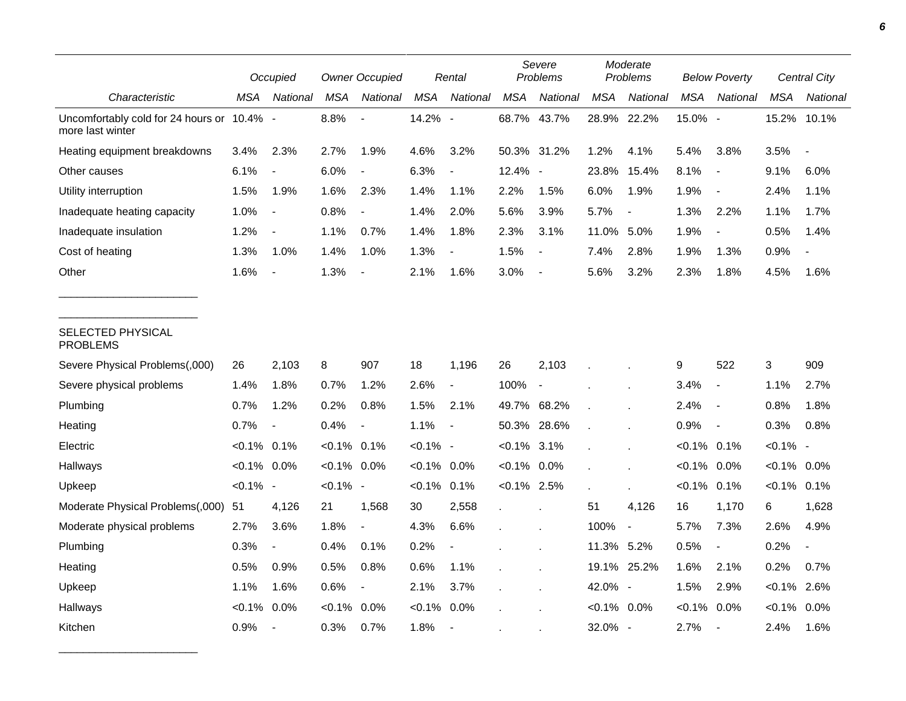| Characteristic | Occupied |  | Owner Occupied |  | Rental |  | Severe Problems |  | Moderate Problems |  | Below Poverty |  | Central City |  |
|---|---|---|---|---|---|---|---|---|---|---|---|---|---|---|
|  | *MSA* | *National* | *MSA* | *National* | *MSA* | *National* | *MSA* | *National* | *MSA* | *National* | *MSA* | *National* | *MSA* | *National* |
| Uncomfortably cold for 24 hours or more last winter | 10.4% | - | 8.8% | - | 14.2% | - | 68.7% | 43.7% | 28.9% | 22.2% | 15.0% | - | 15.2% | 10.1% |
| Heating equipment breakdowns | 3.4% | 2.3% | 2.7% | 1.9% | 4.6% | 3.2% | 50.3% | 31.2% | 1.2% | 4.1% | 5.4% | 3.8% | 3.5% | - |
| Other causes | 6.1% | - | 6.0% | - | 6.3% | - | 12.4% | - | 23.8% | 15.4% | 8.1% | - | 9.1% | 6.0% |
| Utility interruption | 1.5% | 1.9% | 1.6% | 2.3% | 1.4% | 1.1% | 2.2% | 1.5% | 6.0% | 1.9% | 1.9% | - | 2.4% | 1.1% |
| Inadequate heating capacity | 1.0% | - | 0.8% | - | 1.4% | 2.0% | 5.6% | 3.9% | 5.7% | - | 1.3% | 2.2% | 1.1% | 1.7% |
| Inadequate insulation | 1.2% | - | 1.1% | 0.7% | 1.4% | 1.8% | 2.3% | 3.1% | 11.0% | 5.0% | 1.9% | - | 0.5% | 1.4% |
| Cost of heating | 1.3% | 1.0% | 1.4% | 1.0% | 1.3% | - | 1.5% | - | 7.4% | 2.8% | 1.9% | 1.3% | 0.9% | - |
| Other | 1.6% | - | 1.3% | - | 2.1% | 1.6% | 3.0% | - | 5.6% | 3.2% | 2.3% | 1.8% | 4.5% | 1.6% |
| SELECTED PHYSICAL PROBLEMS |  |  |  |  |  |  |  |  |  |  |  |  |  |  |
| Severe Physical Problems(,000) | 26 | 2,103 | 8 | 907 | 18 | 1,196 | 26 | 2,103 | . | . | 9 | 522 | 3 | 909 |
| Severe physical problems | 1.4% | 1.8% | 0.7% | 1.2% | 2.6% | - | 100% | - | . | . | 3.4% | - | 1.1% | 2.7% |
| Plumbing | 0.7% | 1.2% | 0.2% | 0.8% | 1.5% | 2.1% | 49.7% | 68.2% | . | . | 2.4% | - | 0.8% | 1.8% |
| Heating | 0.7% | - | 0.4% | - | 1.1% | - | 50.3% | 28.6% | . | . | 0.9% | - | 0.3% | 0.8% |
| Electric | <0.1% | 0.1% | <0.1% | 0.1% | <0.1% | - | <0.1% | 3.1% | . | . | <0.1% | 0.1% | <0.1% | - |
| Hallways | <0.1% | 0.0% | <0.1% | 0.0% | <0.1% | 0.0% | <0.1% | 0.0% | . | . | <0.1% | 0.0% | <0.1% | 0.0% |
| Upkeep | <0.1% | - | <0.1% | - | <0.1% | 0.1% | <0.1% | 2.5% | . | . | <0.1% | 0.1% | <0.1% | 0.1% |
| Moderate Physical Problems(,000) | 51 | 4,126 | 21 | 1,568 | 30 | 2,558 | . | . | 51 | 4,126 | 16 | 1,170 | 6 | 1,628 |
| Moderate physical problems | 2.7% | 3.6% | 1.8% | - | 4.3% | 6.6% | . | . | 100% | - | 5.7% | 7.3% | 2.6% | 4.9% |
| Plumbing | 0.3% | - | 0.4% | 0.1% | 0.2% | - | . | . | 11.3% | 5.2% | 0.5% | - | 0.2% | - |
| Heating | 0.5% | 0.9% | 0.5% | 0.8% | 0.6% | 1.1% | . | . | 19.1% | 25.2% | 1.6% | 2.1% | 0.2% | 0.7% |
| Upkeep | 1.1% | 1.6% | 0.6% | - | 2.1% | 3.7% | . | . | 42.0% | - | 1.5% | 2.9% | <0.1% | 2.6% |
| Hallways | <0.1% | 0.0% | <0.1% | 0.0% | <0.1% | 0.0% | . | . | <0.1% | 0.0% | <0.1% | 0.0% | <0.1% | 0.0% |
| Kitchen | 0.9% | - | 0.3% | 0.7% | 1.8% | - | . | . | 32.0% | - | 2.7% | - | 2.4% | 1.6% |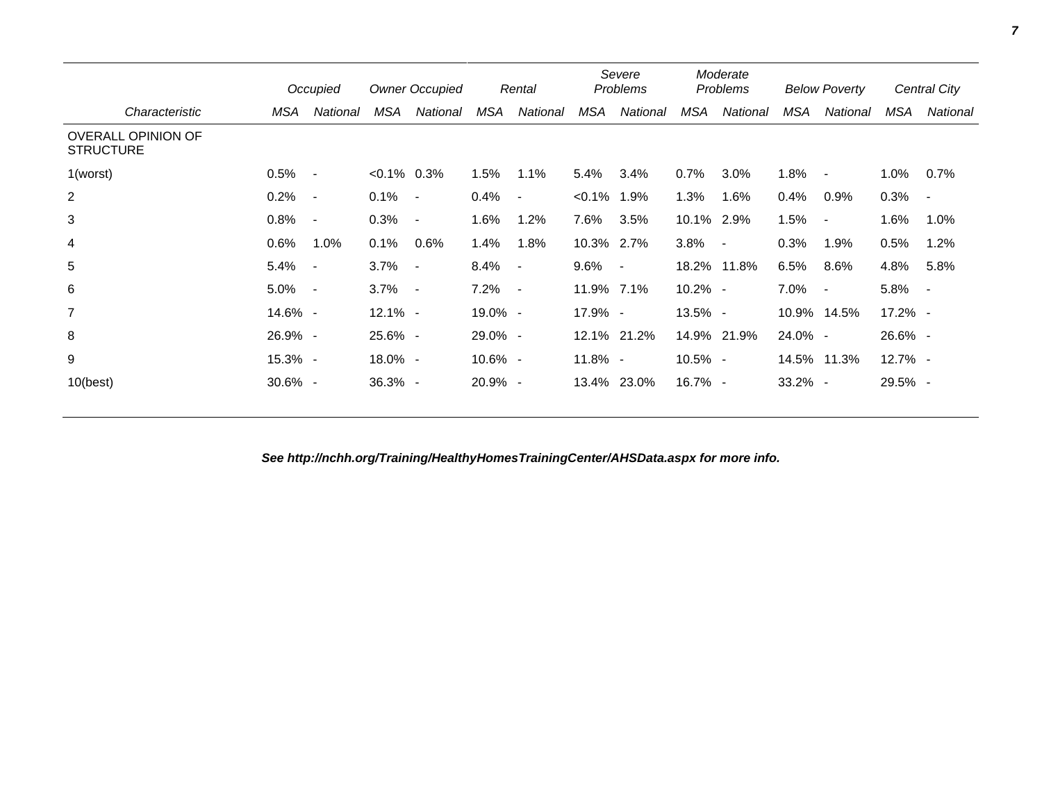| | Occupied | | Owner Occupied | | Rental | | Severe Problems | | Moderate Problems | | Below Poverty | | Central City | |
|---|---|---|---|---|---|---|---|---|---|---|---|---|---|---|
| Characteristic | MSA | National | MSA | National | MSA | National | MSA | National | MSA | National | MSA | National | MSA | National |
| OVERALL OPINION OF STRUCTURE | | | | | | | | | | | | | | |
| 1(worst) | 0.5% | - | <0.1% | 0.3% | 1.5% | 1.1% | 5.4% | 3.4% | 0.7% | 3.0% | 1.8% | - | 1.0% | 0.7% |
| 2 | 0.2% | - | 0.1% | - | 0.4% | - | <0.1% | 1.9% | 1.3% | 1.6% | 0.4% | 0.9% | 0.3% | - |
| 3 | 0.8% | - | 0.3% | - | 1.6% | 1.2% | 7.6% | 3.5% | 10.1% | 2.9% | 1.5% | - | 1.6% | 1.0% |
| 4 | 0.6% | 1.0% | 0.1% | 0.6% | 1.4% | 1.8% | 10.3% | 2.7% | 3.8% | - | 0.3% | 1.9% | 0.5% | 1.2% |
| 5 | 5.4% | - | 3.7% | - | 8.4% | - | 9.6% | - | 18.2% | 11.8% | 6.5% | 8.6% | 4.8% | 5.8% |
| 6 | 5.0% | - | 3.7% | - | 7.2% | - | 11.9% | 7.1% | 10.2% | - | 7.0% | - | 5.8% | - |
| 7 | 14.6% | - | 12.1% | - | 19.0% | - | 17.9% | - | 13.5% | - | 10.9% | 14.5% | 17.2% | - |
| 8 | 26.9% | - | 25.6% | - | 29.0% | - | 12.1% | 21.2% | 14.9% | 21.9% | 24.0% | - | 26.6% | - |
| 9 | 15.3% | - | 18.0% | - | 10.6% | - | 11.8% | - | 10.5% | - | 14.5% | 11.3% | 12.7% | - |
| 10(best) | 30.6% | - | 36.3% | - | 20.9% | - | 13.4% | 23.0% | 16.7% | - | 33.2% | - | 29.5% | - |

***See http://nchh.org/Training/HealthyHomesTrainingCenter/AHSData.aspx for more info.***